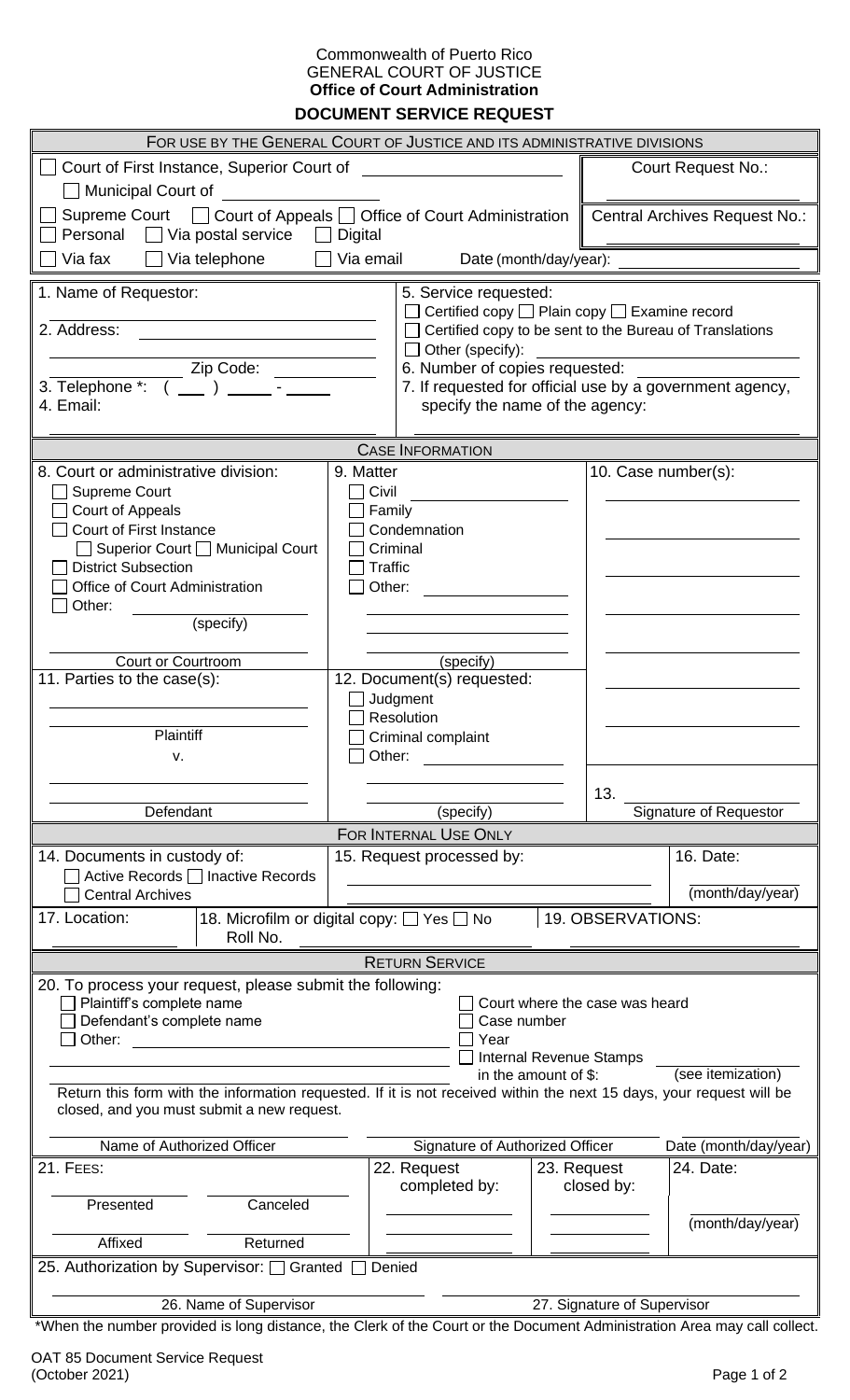Commonwealth of Puerto Rico
GENERAL COURT OF JUSTICE
**Office of Court Administration**

# DOCUMENT SERVICE REQUEST

## FOR USE BY THE GENERAL COURT OF JUSTICE AND ITS ADMINISTRATIVE DIVISIONS

☐ Court of First Instance, Superior Court of ____________________

☐ Municipal Court of ____________

☐ Supreme Court ☐ Court of Appeals ☐ Office of Court Administration

☐ Personal ☐ Via postal service ☐ Digital

☐ Via fax ☐ Via telephone ☐ Via email Date (month/day/year): ____________

Court Request No.: ____________

Central Archives Request No.: ____________

1. Name of Requestor:
2. Address: ____________________
   ____________________ Zip Code: ________
3. Telephone *: ( ___ ) _____ - _____
4. Email:

5. Service requested:
   ☐ Certified copy ☐ Plain copy ☐ Examine record
   ☐ Certified copy to be sent to the Bureau of Translations
   ☐ Other (specify): ____________
6. Number of copies requested: ____________
7. If requested for official use by a government agency, specify the name of the agency:

## CASE INFORMATION

8. Court or administrative division:
   - ☐ Supreme Court
   - ☐ Court of Appeals
   - ☐ Court of First Instance
     - ☐ Superior Court ☐ Municipal Court
   - ☐ District Subsection
   - ☐ Office of Court Administration
   - ☐ Other: ____________ (specify)

   ____________________
   Court or Courtroom

9. Matter
   - ☐ Civil ____________
   - ☐ Family
   - ☐ Condemnation
   - ☐ Criminal
   - ☐ Traffic
   - ☐ Other: ____________

   ____________________ (specify)

10. Case number(s):
    ____________________

11. Parties to the case(s):

    ____________________
    Plaintiff

    v.

    ____________________
    Defendant

12. Document(s) requested:
    - ☐ Judgment
    - ☐ Resolution
    - ☐ Criminal complaint
    - ☐ Other: ____________

    ____________________ (specify)

13. ____________________ Signature of Requestor

## FOR INTERNAL USE ONLY

14. Documents in custody of:
    ☐ Active Records ☐ Inactive Records
    ☐ Central Archives
15. Request processed by: ____________________
16. Date: ____________ (month/day/year)
17. Location: ____________
18. Microfilm or digital copy: ☐ Yes ☐ No
    Roll No. ____________
19. OBSERVATIONS: ____________

## RETURN SERVICE

20. To process your request, please submit the following:
    - ☐ Plaintiff's complete name
    - ☐ Defendant's complete name
    - ☐ Other: ____________________
    - ☐ Court where the case was heard
    - ☐ Case number
    - ☐ Year
    - ☐ Internal Revenue Stamps in the amount of $: ____________ (see itemization)

Return this form with the information requested. If it is not received within the next 15 days, your request will be closed, and you must submit a new request.

____________________ Name of Authorized Officer ____________________ Signature of Authorized Officer ____________ Date (month/day/year)

21. FEES:

    ____________ Presented ____________ Canceled

    ____________ Affixed ____________ Returned

22. Request completed by: ____________
23. Request closed by: ____________
24. Date: ____________ (month/day/year)
25. Authorization by Supervisor: ☐ Granted ☐ Denied

____________________ 26. Name of Supervisor ____________________ 27. Signature of Supervisor

*When the number provided is long distance, the Clerk of the Court or the Document Administration Area may call collect.

OAT 85 Document Service Request
(October 2021)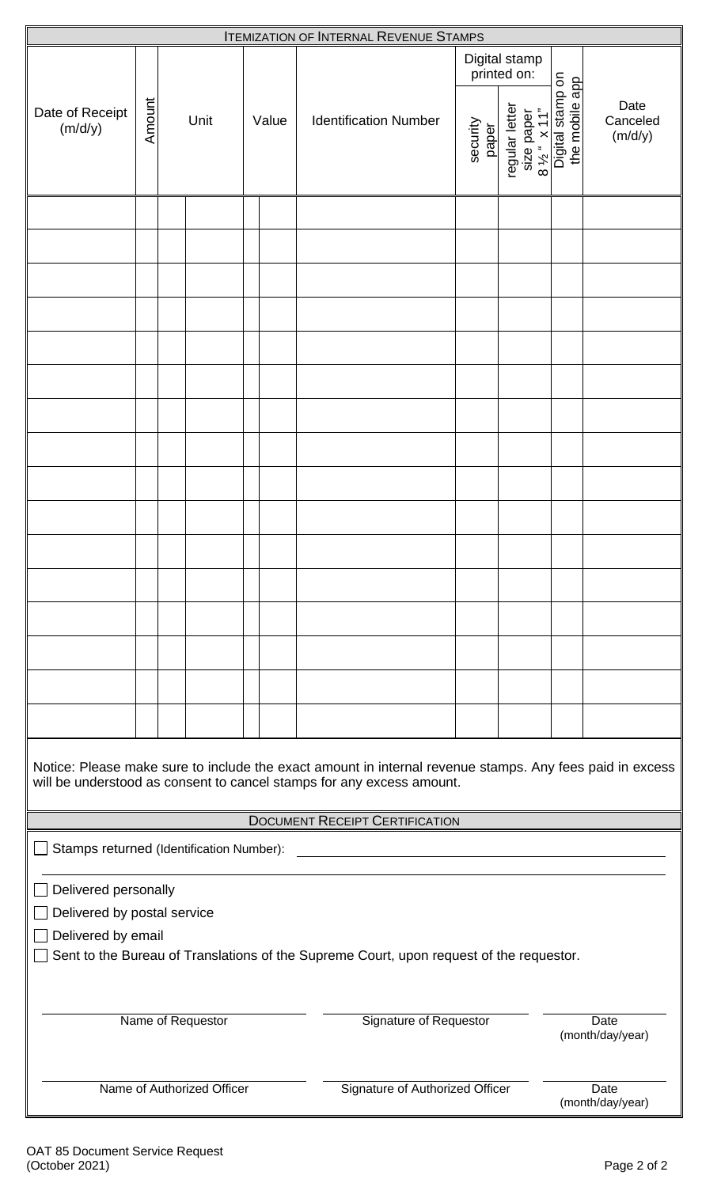## Itemization of Internal Revenue Stamps

| Date of Receipt (m/d/y) | Amount | Unit | | Value | | Identification Number | Digital stamp printed on: security paper | Digital stamp printed on: regular letter size paper 8 ½ " x 11" | Digital stamp on the mobile app | Date Canceled (m/d/y) |
|---|---|---|---|---|---|---|---|---|---|---|
| | | | | | | | | | | |
| | | | | | | | | | | |
| | | | | | | | | | | |
| | | | | | | | | | | |
| | | | | | | | | | | |
| | | | | | | | | | | |
| | | | | | | | | | | |
| | | | | | | | | | | |
| | | | | | | | | | | |
| | | | | | | | | | | |
| | | | | | | | | | | |
| | | | | | | | | | | |
| | | | | | | | | | | |
| | | | | | | | | | | |
| | | | | | | | | | | |
| | | | | | | | | | | |

Notice: Please make sure to include the exact amount in internal revenue stamps. Any fees paid in excess will be understood as consent to cancel stamps for any excess amount.

## Document Receipt Certification

☐ Stamps returned (Identification Number): ______________________________

______________________________

☐ Delivered personally

☐ Delivered by postal service

☐ Delivered by email

☐ Sent to the Bureau of Translations of the Supreme Court, upon request of the requestor.

______________________ ______________________ ______________________

Name of Requestor | Signature of Requestor | Date (month/day/year)

______________________ ______________________ ______________________

Name of Authorized Officer | Signature of Authorized Officer | Date (month/day/year)

OAT 85 Document Service Request
(October 2021)